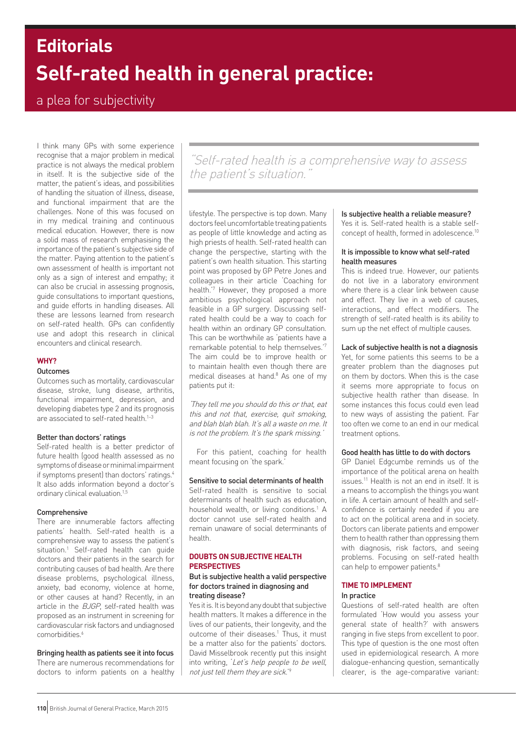# Editorials

# Self-rated health in general practice:

## a plea for subjectivity

I think many GPs with some experience recognise that a major problem in medical practice is not always the medical problem in itself. It is the subjective side of the matter, the patient's ideas, and possibilities of handling the situation of illness, disease, and functional impairment that are the challenges. None of this was focused on in my medical training and continuous medical education. However, there is now a solid mass of research emphasising the importance of the patient's subjective side of the matter. Paying attention to the patient's own assessment of health is important not only as a sign of interest and empathy; it can also be crucial in assessing prognosis, guide consultations to important questions, and guide efforts in handling diseases. All these are lessons learned from research on self-rated health. GPs can confidently use and adopt this research in clinical encounters and clinical research.

### WHY?

#### Outcomes

Outcomes such as mortality, cardiovascular disease, stroke, lung disease, arthritis, functional impairment, depression, and developing diabetes type 2 and its prognosis are associated to self-rated health.[1–3]

#### Better than doctors' ratings

Self-rated health is a better predictor of future health (good health assessed as no symptoms of disease or minimal impairment if symptoms present) than doctors' ratings.[4] It also adds information beyond a doctor's ordinary clinical evaluation.[1,5]

#### Comprehensive

There are innumerable factors affecting patients' health. Self-rated health is a comprehensive way to assess the patient's situation.[1] Self-rated health can guide doctors and their patients in the search for contributing causes of bad health. Are there disease problems, psychological illness, anxiety, bad economy, violence at home, or other causes at hand? Recently, in an article in the *BJGP*, self-rated health was proposed as an instrument in screening for cardiovascular risk factors and undiagnosed comorbidities.[6]

#### Bringing health as patients see it into focus

There are numerous recommendations for doctors to inform patients on a healthy lifestyle. The perspective is top down. Many doctors feel uncomfortable treating patients as people of little knowledge and acting as high priests of health. Self-rated health can change the perspective, starting with the patient's own health situation. This starting point was proposed by GP Petre Jones and colleagues in their article 'Coaching for health.'[7] However, they proposed a more ambitious psychological approach not feasible in a GP surgery. Discussing self-rated health could be a way to coach for health within an ordinary GP consultation. This can be worthwhile as 'patients have a remarkable potential to help themselves.'[7] The aim could be to improve health or to maintain health even though there are medical diseases at hand.[8] As one of my patients put it:

> *'They tell me you should do this or that, eat this and not that, exercise, quit smoking, and blah blah blah. It's all a waste on me. It is not the problem. It's the spark missing.'*

For this patient, coaching for health meant focusing on 'the spark.'

> *"Self-rated health is a comprehensive way to assess the patient's situation."*

#### Sensitive to social determinants of health

Self-rated health is sensitive to social determinants of health such as education, household wealth, or living conditions.[1] A doctor cannot use self-rated health and remain unaware of social determinants of health.

### DOUBTS ON SUBJECTIVE HEALTH PERSPECTIVES

#### But is subjective health a valid perspective for doctors trained in diagnosing and treating disease?

Yes it is. It is beyond any doubt that subjective health matters. It makes a difference in the lives of our patients, their longevity, and the outcome of their diseases.[1] Thus, it must be a matter also for the patients' doctors. David Misselbrook recently put this insight into writing, *'Let's help people to be well, not just tell them they are sick.'*[9]

#### Is subjective health a reliable measure?

Yes it is. Self-rated health is a stable self-concept of health, formed in adolescence.[10]

#### It is impossible to know what self-rated health measures

This is indeed true. However, our patients do not live in a laboratory environment where there is a clear link between cause and effect. They live in a web of causes, interactions, and effect modifiers. The strength of self-rated health is its ability to sum up the net effect of multiple causes.

#### Lack of subjective health is not a diagnosis

Yet, for some patients this seems to be a greater problem than the diagnoses put on them by doctors. When this is the case it seems more appropriate to focus on subjective health rather than disease. In some instances this focus could even lead to new ways of assisting the patient. Far too often we come to an end in our medical treatment options.

#### Good health has little to do with doctors

GP Daniel Edgcumbe reminds us of the importance of the political arena on health issues.[11] Health is not an end in itself. It is a means to accomplish the things you want in life. A certain amount of health and self-confidence is certainly needed if you are to act on the political arena and in society. Doctors can liberate patients and empower them to health rather than oppressing them with diagnosis, risk factors, and seeing problems. Focusing on self-rated health can help to empower patients.[8]

### TIME TO IMPLEMENT

#### In practice

Questions of self-rated health are often formulated 'How would you assess your general state of health?' with answers ranging in five steps from excellent to poor. This type of question is the one most often used in epidemiological research. A more dialogue-enhancing question, semantically clearer, is the age-comparative variant: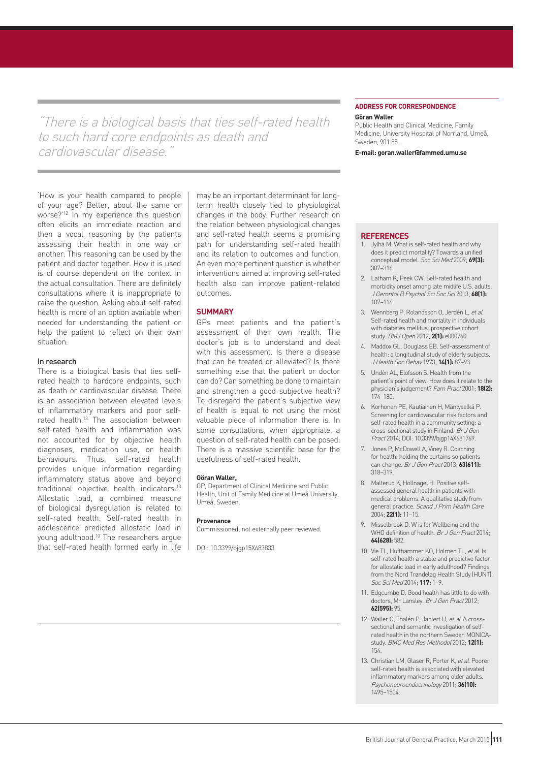> "There is a biological basis that ties self-rated health to such hard core endpoints as death and cardiovascular disease."

'How is your health compared to people of your age? Better, about the same or worse?'[12] In my experience this question often elicits an immediate reaction and then a vocal reasoning by the patients assessing their health in one way or another. This reasoning can be used by the patient and doctor together. How it is used is of course dependent on the context in the actual consultation. There are definitely consultations where it is inappropriate to raise the question. Asking about self-rated health is more of an option available when needed for understanding the patient or help the patient to reflect on their own situation.

### In research

There is a biological basis that ties self-rated health to hardcore endpoints, such as death or cardiovascular disease. There is an association between elevated levels of inflammatory markers and poor self-rated health.[13] The association between self-rated health and inflammation was not accounted for by objective health diagnoses, medication use, or health behaviours. Thus, self-rated health provides unique information regarding inflammatory status above and beyond traditional objective health indicators.[13] Allostatic load, a combined measure of biological dysregulation is related to self-rated health. Self-rated health in adolescence predicted allostatic load in young adulthood.[10] The researchers argue that self-rated health formed early in life may be an important determinant for long-term health closely tied to physiological changes in the body. Further research on the relation between physiological changes and self-rated health seems a promising path for understanding self-rated health and its relation to outcomes and function. An even more pertinent question is whether interventions aimed at improving self-rated health also can improve patient-related outcomes.

## SUMMARY

GPs meet patients and the patient's assessment of their own health. The doctor's job is to understand and deal with this assessment. Is there a disease that can be treated or alleviated? Is there something else that the patient or doctor can do? Can something be done to maintain and strengthen a good subjective health? To disregard the patient's subjective view of health is equal to not using the most valuable piece of information there is. In some consultations, when appropriate, a question of self-rated health can be posed. There is a massive scientific base for the usefulness of self-rated health.

**Göran Waller,**
GP, Department of Clinical Medicine and Public Health, Unit of Family Medicine at Umeå University, Umeå, Sweden.

**Provenance**
Commissioned; not externally peer reviewed.

DOI: 10.3399/bjgp15X683833

**ADDRESS FOR CORRESPONDENCE**

**Göran Waller**
Public Health and Clinical Medicine, Family Medicine, University Hospital of Norrland, Umeå, Sweden, 901 85.

**E-mail: goran.waller@fammed.umu.se**

## REFERENCES

1. Jylhä M. What is self-rated health and why does it predict mortality? Towards a unified conceptual model. *Soc Sci Med* 2009; **69(3):** 307–316.
2. Latham K, Peek CW. Self-rated health and morbidity onset among late midlife U.S. adults. *J Gerontol B Psychol Sci Soc Sci* 2013; **68(1):** 107–116.
3. Wennberg P, Rolandsson O, Jerdén L, *et al.* Self-rated health and mortality in individuals with diabetes mellitus: prospective cohort study. *BMJ Open* 2012; **2(1):** e000760.
4. Maddox GL, Douglass EB. Self-assessment of health: a longitudinal study of elderly subjects. *J Health Soc Behav* 1973; **14(1):** 87–93.
5. Undén AL, Elofsson S. Health from the patient's point of view. How does it relate to the physician's judgement? *Fam Pract* 2001; **18(2):** 174–180.
6. Korhonen PE, Kautiainen H, Mäntyselkä P. Screening for cardiovascular risk factors and self-rated health in a community setting: a cross-sectional study in Finland. *Br J Gen Pract* 2014; DOI: 10.3399/bjgp14X681769.
7. Jones P, McDowell A, Viney R. Coaching for health: holding the curtains so patients can change. *Br J Gen Pract* 2013; **63(611):** 318–319.
8. Malterud K, Hollnagel H. Positive self-assessed general health in patients with medical problems. A qualitative study from general practice. *Scand J Prim Health Care* 2004; **22(1):** 11–15.
9. Misselbrook D. W is for Wellbeing and the WHO definition of health. *Br J Gen Pract* 2014; **64(628):** 582.
10. Vie TL, Hufthammer KO, Holmen TL, *et al.* Is self-rated health a stable and predictive factor for allostatic load in early adulthood? Findings from the Nord Trøndelag Health Study (HUNT). *Soc Sci Med* 2014; **117:** 1–9.
11. Edgcumbe D. Good health has little to do with doctors, Mr Lansley. *Br J Gen Pract* 2012; **62(595):** 95.
12. Waller G, Thalén P, Janlert U, *et al.* A cross-sectional and semantic investigation of self-rated health in the northern Sweden MONICA-study. *BMC Med Res Methodol* 2012; **12(1):** 154.
13. Christian LM, Glaser R, Porter K, *et al.* Poorer self-rated health is associated with elevated inflammatory markers among older adults. *Psychoneuroendocrinology* 2011; **36(10):** 1495–1504.